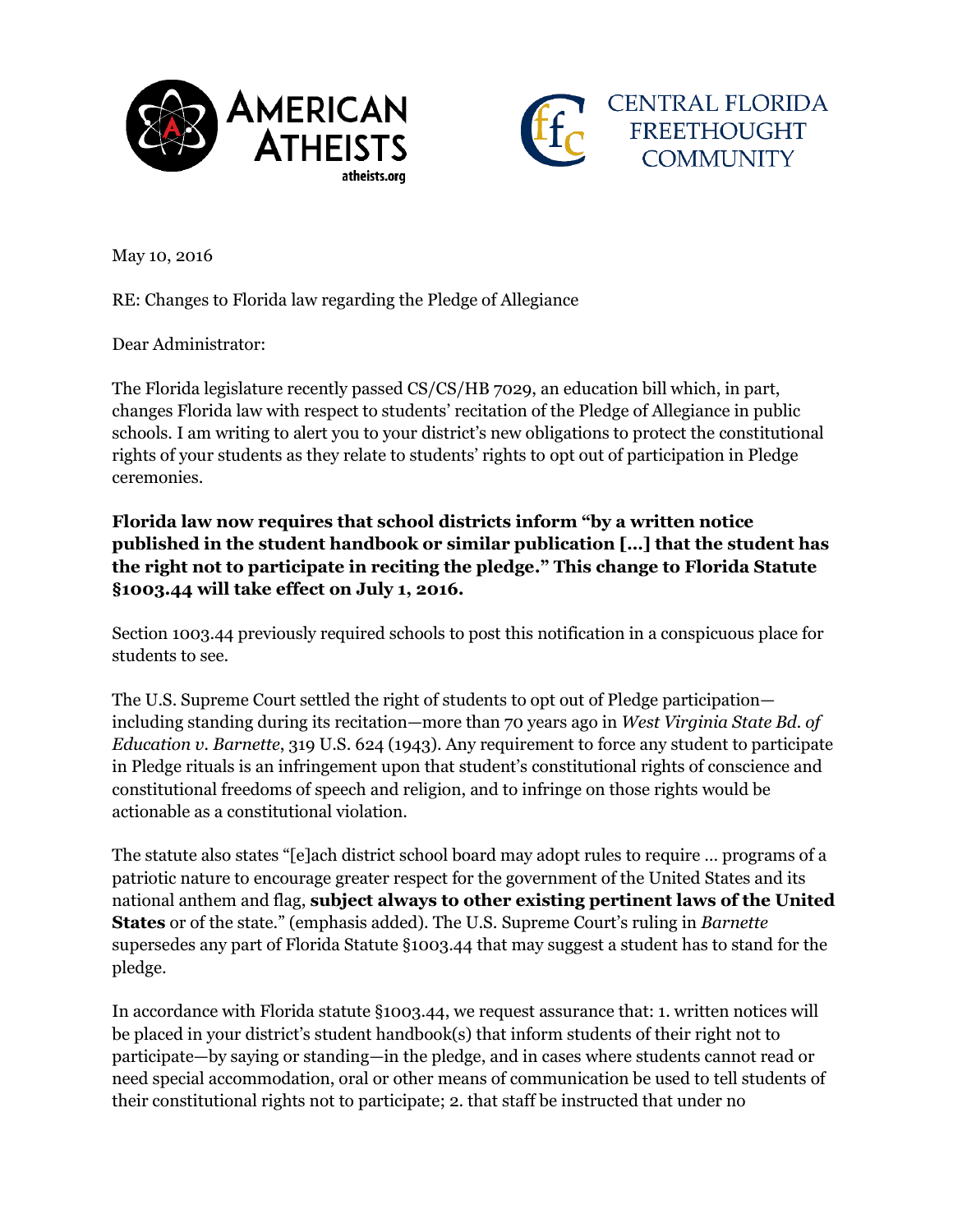AMERICAN ATHEISTS
atheists.org

CENTRAL FLORIDA FREETHOUGHT COMMUNITY

May 10, 2016

RE: Changes to Florida law regarding the Pledge of Allegiance

Dear Administrator:

The Florida legislature recently passed CS/CS/HB 7029, an education bill which, in part, changes Florida law with respect to students' recitation of the Pledge of Allegiance in public schools. I am writing to alert you to your district's new obligations to protect the constitutional rights of your students as they relate to students' rights to opt out of participation in Pledge ceremonies.

**Florida law now requires that school districts inform "by a written notice published in the student handbook or similar publication [...] that the student has the right not to participate in reciting the pledge." This change to Florida Statute §1003.44 will take effect on July 1, 2016.**

Section 1003.44 previously required schools to post this notification in a conspicuous place for students to see.

The U.S. Supreme Court settled the right of students to opt out of Pledge participation—including standing during its recitation—more than 70 years ago in *West Virginia State Bd. of Education v. Barnette*, 319 U.S. 624 (1943). Any requirement to force any student to participate in Pledge rituals is an infringement upon that student's constitutional rights of conscience and constitutional freedoms of speech and religion, and to infringe on those rights would be actionable as a constitutional violation.

The statute also states "[e]ach district school board may adopt rules to require … programs of a patriotic nature to encourage greater respect for the government of the United States and its national anthem and flag, **subject always to other existing pertinent laws of the United States** or of the state." (emphasis added). The U.S. Supreme Court's ruling in *Barnette* supersedes any part of Florida Statute §1003.44 that may suggest a student has to stand for the pledge.

In accordance with Florida statute §1003.44, we request assurance that: 1. written notices will be placed in your district's student handbook(s) that inform students of their right not to participate—by saying or standing—in the pledge, and in cases where students cannot read or need special accommodation, oral or other means of communication be used to tell students of their constitutional rights not to participate; 2. that staff be instructed that under no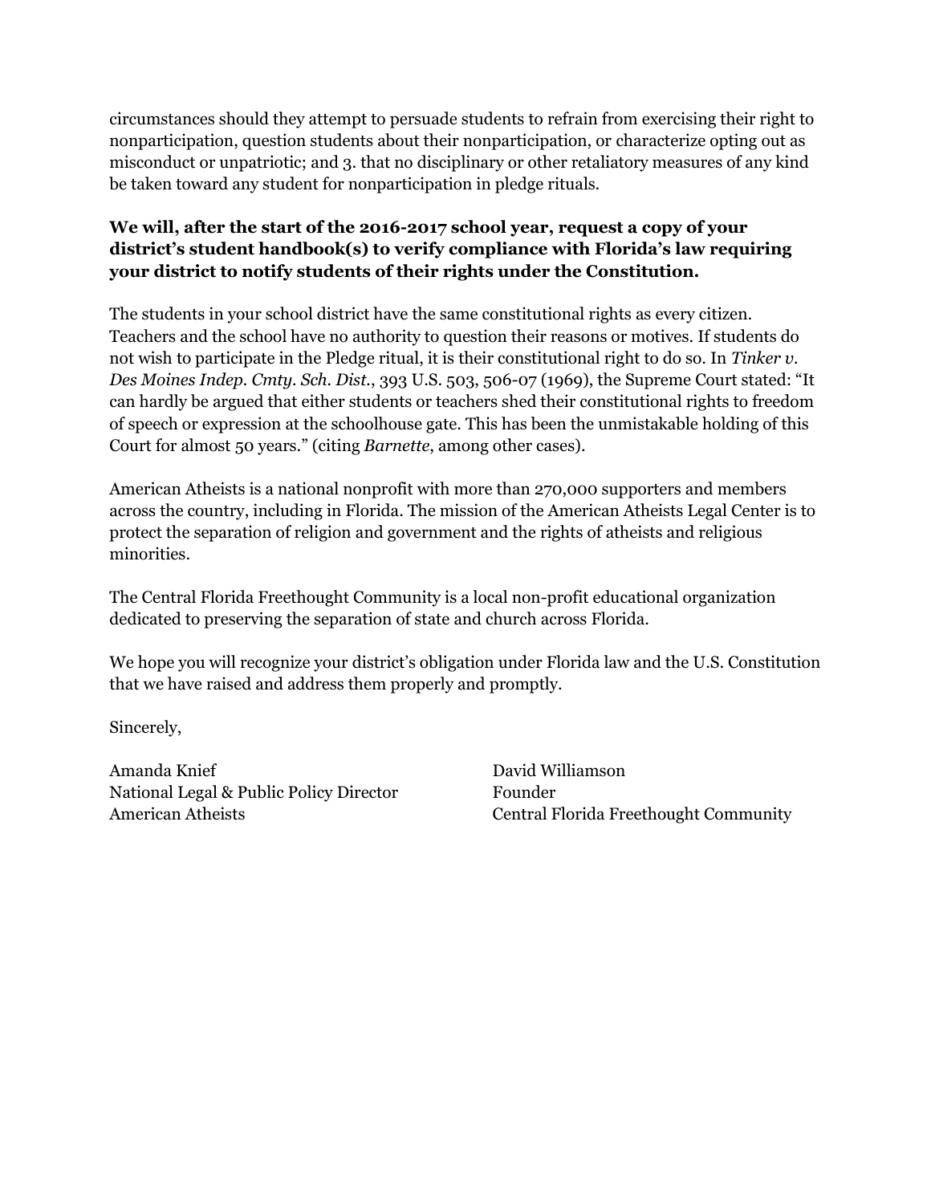circumstances should they attempt to persuade students to refrain from exercising their right to nonparticipation, question students about their nonparticipation, or characterize opting out as misconduct or unpatriotic; and 3. that no disciplinary or other retaliatory measures of any kind be taken toward any student for nonparticipation in pledge rituals.

**We will, after the start of the 2016-2017 school year, request a copy of your district's student handbook(s) to verify compliance with Florida's law requiring your district to notify students of their rights under the Constitution.**

The students in your school district have the same constitutional rights as every citizen. Teachers and the school have no authority to question their reasons or motives. If students do not wish to participate in the Pledge ritual, it is their constitutional right to do so. In *Tinker v. Des Moines Indep. Cmty. Sch. Dist.*, 393 U.S. 503, 506-07 (1969), the Supreme Court stated: "It can hardly be argued that either students or teachers shed their constitutional rights to freedom of speech or expression at the schoolhouse gate. This has been the unmistakable holding of this Court for almost 50 years." (citing *Barnette*, among other cases).

American Atheists is a national nonprofit with more than 270,000 supporters and members across the country, including in Florida. The mission of the American Atheists Legal Center is to protect the separation of religion and government and the rights of atheists and religious minorities.

The Central Florida Freethought Community is a local non-profit educational organization dedicated to preserving the separation of state and church across Florida.

We hope you will recognize your district's obligation under Florida law and the U.S. Constitution that we have raised and address them properly and promptly.

Sincerely,

Amanda Knief
National Legal & Public Policy Director
American Atheists

David Williamson
Founder
Central Florida Freethought Community